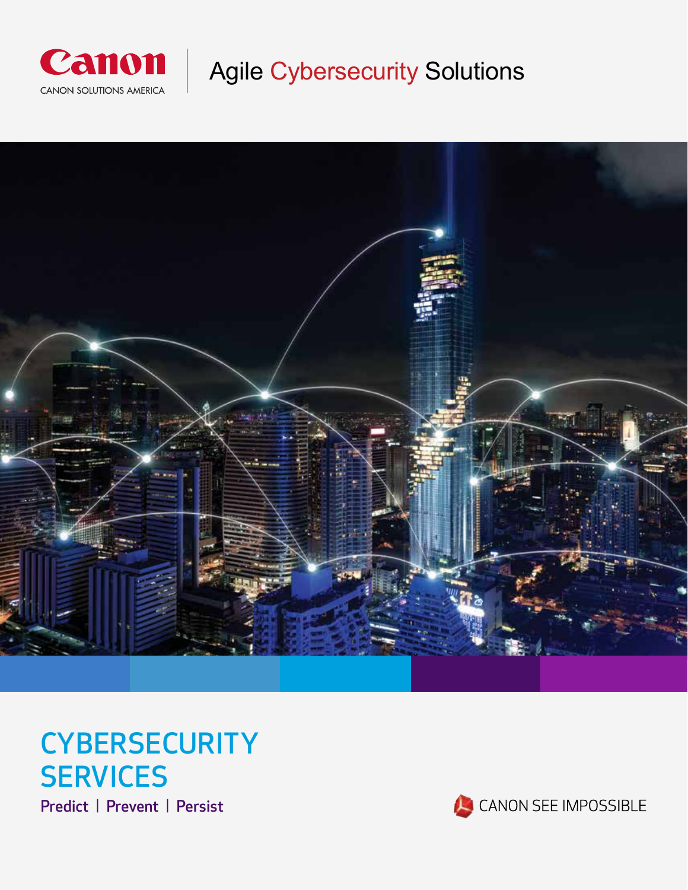Canon

CANON SOLUTIONS AMERICA

# Agile Cybersecurity Solutions

# CYBERSECURITY SERVICES

**Predict | Prevent | Persist**

CANON SEE IMPOSSIBLE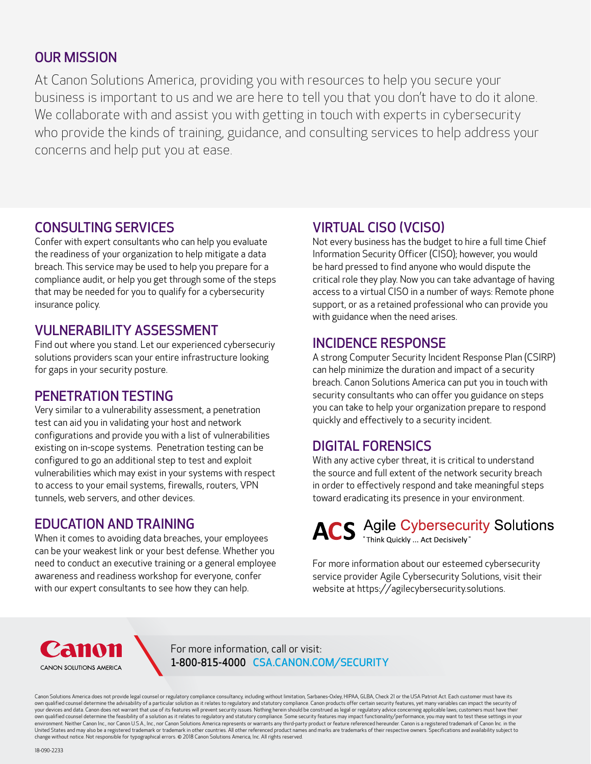## OUR MISSION

At Canon Solutions America, providing you with resources to help you secure your business is important to us and we are here to tell you that you don't have to do it alone. We collaborate with and assist you with getting in touch with experts in cybersecurity who provide the kinds of training, guidance, and consulting services to help address your concerns and help put you at ease.

## CONSULTING SERVICES

Confer with expert consultants who can help you evaluate the readiness of your organization to help mitigate a data breach. This service may be used to help you prepare for a compliance audit, or help you get through some of the steps that may be needed for you to qualify for a cybersecurity insurance policy.

## VULNERABILITY ASSESSMENT

Find out where you stand. Let our experienced cybersecuriy solutions providers scan your entire infrastructure looking for gaps in your security posture.

## PENETRATION TESTING

Very similar to a vulnerability assessment, a penetration test can aid you in validating your host and network configurations and provide you with a list of vulnerabilities existing on in-scope systems. Penetration testing can be configured to go an additional step to test and exploit vulnerabilities which may exist in your systems with respect to access to your email systems, firewalls, routers, VPN tunnels, web servers, and other devices.

## EDUCATION AND TRAINING

When it comes to avoiding data breaches, your employees can be your weakest link or your best defense. Whether you need to conduct an executive training or a general employee awareness and readiness workshop for everyone, confer with our expert consultants to see how they can help.

## VIRTUAL CISO (VCISO)

Not every business has the budget to hire a full time Chief Information Security Officer (CISO); however, you would be hard pressed to find anyone who would dispute the critical role they play. Now you can take advantage of having access to a virtual CISO in a number of ways: Remote phone support, or as a retained professional who can provide you with guidance when the need arises.

## INCIDENCE RESPONSE

A strong Computer Security Incident Response Plan (CSIRP) can help minimize the duration and impact of a security breach. Canon Solutions America can put you in touch with security consultants who can offer you guidance on steps you can take to help your organization prepare to respond quickly and effectively to a security incident.

## DIGITAL FORENSICS

With any active cyber threat, it is critical to understand the source and full extent of the network security breach in order to effectively respond and take meaningful steps toward eradicating its presence in your environment.

**ACS** Agile Cybersecurity Solutions
"Think Quickly ... Act Decisively"

For more information about our esteemed cybersecurity service provider Agile Cybersecurity Solutions, visit their website at https://agilecybersecurity.solutions.

Canon
CANON SOLUTIONS AMERICA

For more information, call or visit:
**1-800-815-4000** CSA.CANON.COM/SECURITY

Canon Solutions America does not provide legal counsel or regulatory compliance consultancy, including without limitation, Sarbanes-Oxley, HIPAA, GLBA, Check 21 or the USA Patriot Act. Each customer must have its own qualified counsel determine the advisability of a particular solution as it relates to regulatory and statutory compliance. Canon products offer certain security features, yet many variables can impact the security of your devices and data. Canon does not warrant that use of its features will prevent security issues. Nothing herein should be construed as legal or regulatory advice concerning applicable laws; customers must have their own qualified counsel determine the feasibility of a solution as it relates to regulatory and statutory compliance. Some security features may impact functionality/performance; you may want to test these settings in your environment. Neither Canon Inc., nor Canon U.S.A., Inc., nor Canon Solutions America represents or warrants any third-party product or feature referenced hereunder. Canon is a registered trademark of Canon Inc. in the United States and may also be a registered trademark or trademark in other countries. All other referenced product names and marks are trademarks of their respective owners. Specifications and availability subject to change without notice. Not responsible for typographical errors. © 2018 Canon Solutions America, Inc. All rights reserved.

18-090-2233